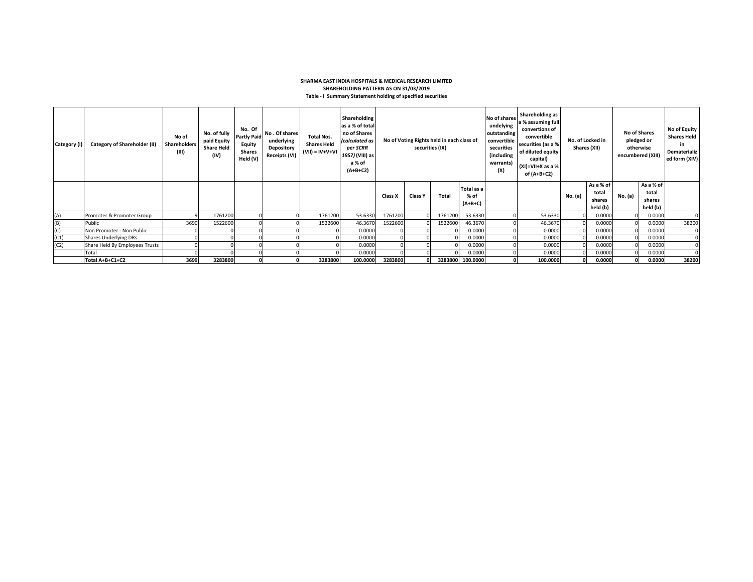**SHARMA EAST INDIA HOSPITALS & MEDICAL RESEARCH LIMITED**

**SHAREHOLDING PATTERN AS ON 31/03/2019**

**Table - I Summary Statement holding of specified securities**

| Category (I) | Category of Shareholder (II) | No of Shareholders (III) | No. of fully paid Equity Share Held (IV) | No. Of Partly Paid Equity Shares Held (V) | No . Of shares underlying Depository Receipts (VI) | Total Nos. Shares Held (VII) = IV+V+VI | Shareholding as a % of total no of Shares *(calculated as per SCRR 1957)* (VIII) as a % of (A+B+C2) | No of Voting Rights held in each class of securities (IX) | | | | No of shares undelying outstanding convertible securities (including warrants) (X) | Shareholding as a % assuming full convertions of convertible securities (as a % of diluted equity capital) (XI)=VII+X as a % of (A+B+C2) | No. of Locked in Shares (XII) | | No of Shares pledged or otherwise encumbered (XIII) | | No of Equity Shares Held in Dematerialized form (XIV) |
|---|---|---|---|---|---|---|---|---|---|---|---|---|---|---|---|---|---|---|
| | | | | | | | | Class X | Class Y | Total | Total as a % of (A+B+C) | | | No. (a) | As a % of total shares held (b) | No. (a) | As a % of total shares held (b) | |
| (A) | Promoter & Promoter Group | 9 | 1761200 | 0 | 0 | 1761200 | 53.6330 | 1761200 | 0 | 1761200 | 53.6330 | 0 | 53.6330 | 0 | 0.0000 | 0 | 0.0000 | 0 |
| (B) | Public | 3690 | 1522600 | 0 | 0 | 1522600 | 46.3670 | 1522600 | 0 | 1522600 | 46.3670 | 0 | 46.3670 | 0 | 0.0000 | 0 | 0.0000 | 38200 |
| (C) | Non Promoter - Non Public | 0 | 0 | 0 | 0 | 0 | 0.0000 | 0 | 0 | 0 | 0.0000 | 0 | 0.0000 | 0 | 0.0000 | 0 | 0.0000 | 0 |
| (C1) | Shares Underlying DRs | 0 | 0 | 0 | 0 | 0 | 0.0000 | 0 | 0 | 0 | 0.0000 | 0 | 0.0000 | 0 | 0.0000 | 0 | 0.0000 | 0 |
| (C2) | Share Held By Employees Trusts | 0 | 0 | 0 | 0 | 0 | 0.0000 | 0 | 0 | 0 | 0.0000 | 0 | 0.0000 | 0 | 0.0000 | 0 | 0.0000 | 0 |
| | Total | 0 | 0 | 0 | 0 | 0 | 0.0000 | 0 | 0 | 0 | 0.0000 | 0 | 0.0000 | 0 | 0.0000 | 0 | 0.0000 | 0 |
| | **Total A+B+C1+C2** | **3699** | **3283800** | **0** | **0** | **3283800** | **100.0000** | **3283800** | **0** | **3283800** | **100.0000** | **0** | **100.0000** | **0** | **0.0000** | **0** | **0.0000** | **38200** |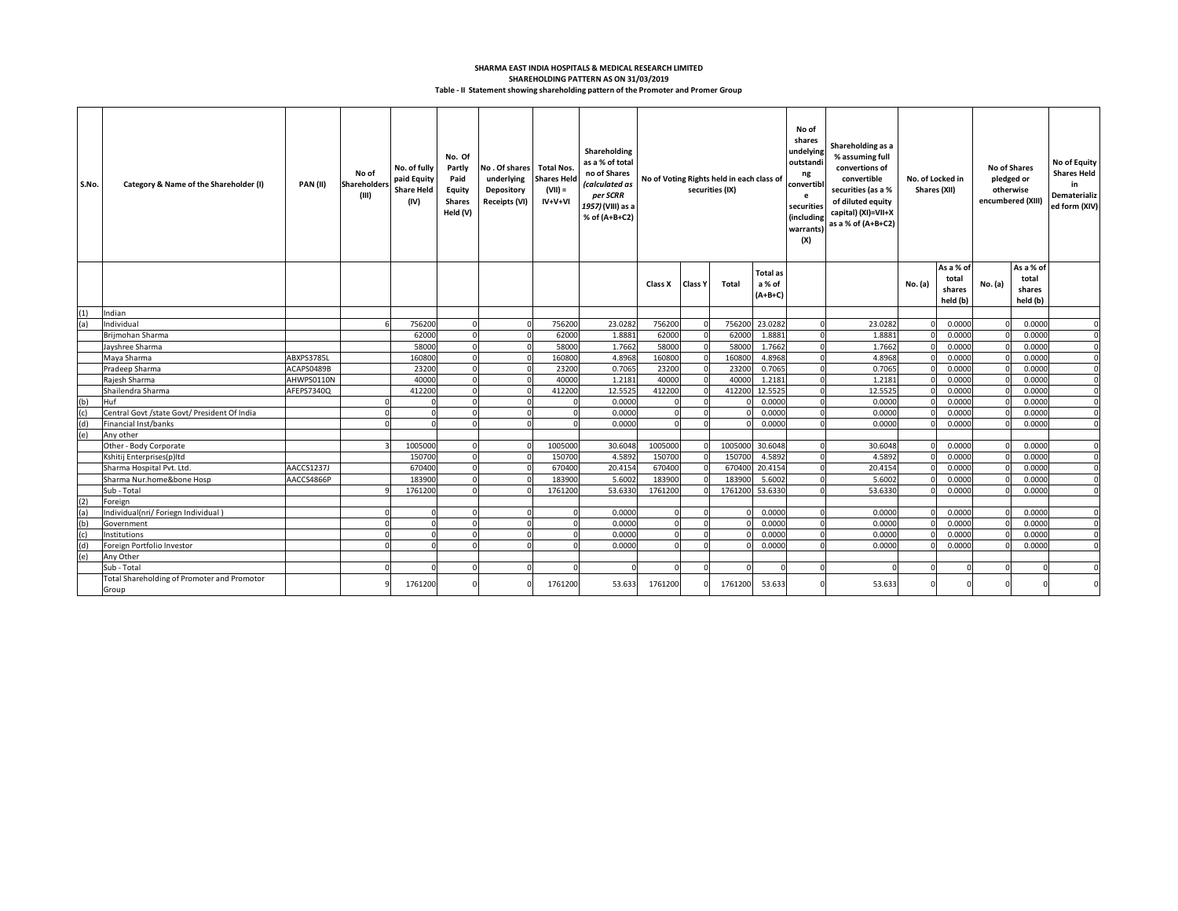**SHARMA EAST INDIA HOSPITALS & MEDICAL RESEARCH LIMITED**

**SHAREHOLDING PATTERN AS ON 31/03/2019**

**Table - II Statement showing shareholding pattern of the Promoter and Promer Group**

| S.No. | Category & Name of the Shareholder (I) | PAN (II) | No of Shareholders (III) | No. of fully paid Equity Share Held (IV) | No. Of Partly Paid Equity Shares Held (V) | No . Of shares underlying Depository Receipts (VI) | Total Nos. Shares Held (VII) = IV+V+VI | Shareholding as a % of total no of Shares *(calculated as per SCRR 1957)* (VIII) as a % of (A+B+C2) | No of Voting Rights held in each class of securities (IX) | | | | No of shares undelying outstanding convertible securities (including warrants) (X) | Shareholding as a % assuming full convertions of convertible securities (as a % of diluted equity capital) (XI)=VII+X as a % of (A+B+C2) | No. of Locked in Shares (XII) | | No of Shares pledged or otherwise encumbered (XIII) | | No of Equity Shares Held in Dematerialized form (XIV) |
|---|---|---|---|---|---|---|---|---|---|---|---|---|---|---|---|---|---|---|---|
| | | | | | | | | | Class X | Class Y | Total | Total as a % of (A+B+C) | | | No. (a) | As a % of total shares held (b) | No. (a) | As a % of total shares held (b) | |
| (1) | Indian | | | | | | | | | | | | | | | | | | |
| (a) | Individual | | 6 | 756200 | 0 | 0 | 756200 | 23.0282 | 756200 | 0 | 756200 | 23.0282 | 0 | 23.0282 | 0 | 0.0000 | 0 | 0.0000 | 0 |
| | Brijmohan Sharma | | | 62000 | 0 | 0 | 62000 | 1.8881 | 62000 | 0 | 62000 | 1.8881 | 0 | 1.8881 | 0 | 0.0000 | 0 | 0.0000 | 0 |
| | Jayshree Sharma | | | 58000 | 0 | 0 | 58000 | 1.7662 | 58000 | 0 | 58000 | 1.7662 | 0 | 1.7662 | 0 | 0.0000 | 0 | 0.0000 | 0 |
| | Maya Sharma | ABXPS3785L | | 160800 | 0 | 0 | 160800 | 4.8968 | 160800 | 0 | 160800 | 4.8968 | 0 | 4.8968 | 0 | 0.0000 | 0 | 0.0000 | 0 |
| | Pradeep Sharma | ACAPS0489B | | 23200 | 0 | 0 | 23200 | 0.7065 | 23200 | 0 | 23200 | 0.7065 | 0 | 0.7065 | 0 | 0.0000 | 0 | 0.0000 | 0 |
| | Rajesh Sharma | AHWPS0110N | | 40000 | 0 | 0 | 40000 | 1.2181 | 40000 | 0 | 40000 | 1.2181 | 0 | 1.2181 | 0 | 0.0000 | 0 | 0.0000 | 0 |
| | Shailendra Sharma | AFEPS7340Q | | 412200 | 0 | 0 | 412200 | 12.5525 | 412200 | 0 | 412200 | 12.5525 | 0 | 12.5525 | 0 | 0.0000 | 0 | 0.0000 | 0 |
| (b) | Huf | | 0 | 0 | 0 | 0 | 0 | 0.0000 | 0 | 0 | 0 | 0.0000 | 0 | 0.0000 | 0 | 0.0000 | 0 | 0.0000 | 0 |
| (c) | Central Govt /state Govt/ President Of India | | 0 | 0 | 0 | 0 | 0 | 0.0000 | 0 | 0 | 0 | 0.0000 | 0 | 0.0000 | 0 | 0.0000 | 0 | 0.0000 | 0 |
| (d) | Financial Inst/banks | | 0 | 0 | 0 | 0 | 0 | 0.0000 | 0 | 0 | 0 | 0.0000 | 0 | 0.0000 | 0 | 0.0000 | 0 | 0.0000 | 0 |
| (e) | Any other | | | | | | | | | | | | | | | | | | |
| | Other - Body Corporate | | 3 | 1005000 | 0 | 0 | 1005000 | 30.6048 | 1005000 | 0 | 1005000 | 30.6048 | 0 | 30.6048 | 0 | 0.0000 | 0 | 0.0000 | 0 |
| | Kshitij Enterprises(p)ltd | | | 150700 | 0 | 0 | 150700 | 4.5892 | 150700 | 0 | 150700 | 4.5892 | 0 | 4.5892 | 0 | 0.0000 | 0 | 0.0000 | 0 |
| | Sharma Hospital Pvt. Ltd. | AACCS1237J | | 670400 | 0 | 0 | 670400 | 20.4154 | 670400 | 0 | 670400 | 20.4154 | 0 | 20.4154 | 0 | 0.0000 | 0 | 0.0000 | 0 |
| | Sharma Nur.home&bone Hosp | AACCS4866P | | 183900 | 0 | 0 | 183900 | 5.6002 | 183900 | 0 | 183900 | 5.6002 | 0 | 5.6002 | 0 | 0.0000 | 0 | 0.0000 | 0 |
| | Sub - Total | | 9 | 1761200 | 0 | 0 | 1761200 | 53.6330 | 1761200 | 0 | 1761200 | 53.6330 | 0 | 53.6330 | 0 | 0.0000 | 0 | 0.0000 | 0 |
| (2) | Foreign | | | | | | | | | | | | | | | | | | |
| (a) | Individual(nri/ Foriegn Individual ) | | 0 | 0 | 0 | 0 | 0 | 0.0000 | 0 | 0 | 0 | 0.0000 | 0 | 0.0000 | 0 | 0.0000 | 0 | 0.0000 | 0 |
| (b) | Government | | 0 | 0 | 0 | 0 | 0 | 0.0000 | 0 | 0 | 0 | 0.0000 | 0 | 0.0000 | 0 | 0.0000 | 0 | 0.0000 | 0 |
| (c) | Institutions | | 0 | 0 | 0 | 0 | 0 | 0.0000 | 0 | 0 | 0 | 0.0000 | 0 | 0.0000 | 0 | 0.0000 | 0 | 0.0000 | 0 |
| (d) | Foreign Portfolio Investor | | 0 | 0 | 0 | 0 | 0 | 0.0000 | 0 | 0 | 0 | 0.0000 | 0 | 0.0000 | 0 | 0.0000 | 0 | 0.0000 | 0 |
| (e) | Any Other | | | | | | | | | | | | | | | | | | |
| | Sub - Total | | 0 | 0 | 0 | 0 | 0 | 0 | 0 | 0 | 0 | 0 | 0 | 0 | 0 | 0 | 0 | 0 | 0 |
| | Total Shareholding of Promoter and Promotor Group | | 9 | 1761200 | 0 | 0 | 1761200 | 53.633 | 1761200 | 0 | 1761200 | 53.633 | 0 | 53.633 | 0 | 0 | 0 | 0 | 0 |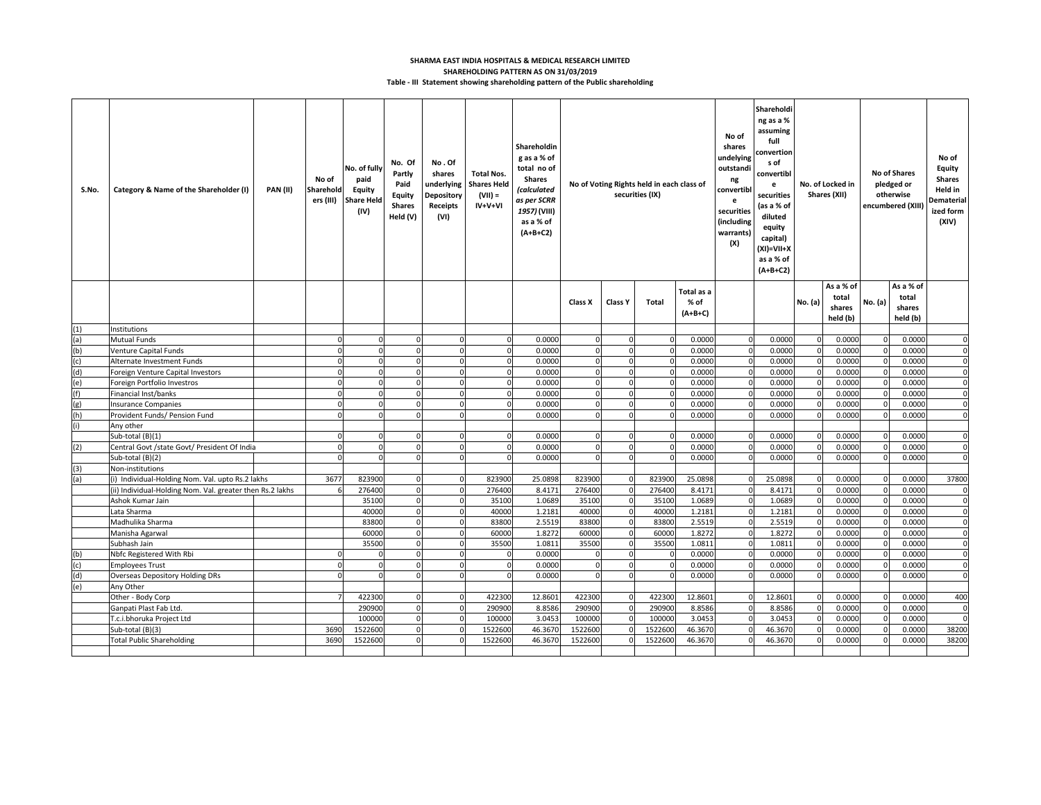**SHARMA EAST INDIA HOSPITALS & MEDICAL RESEARCH LIMITED**

**SHAREHOLDING PATTERN AS ON 31/03/2019**

**Table - III Statement showing shareholding pattern of the Public shareholding**

| S.No. | Category & Name of the Shareholder (I) | PAN (II) | No of Shareholders (III) | No. of fully paid Equity Share Held (IV) | No. Of Partly Paid Equity Shares Held (V) | No . Of shares underlying Depository Receipts (VI) | Total Nos. Shares Held (VII) = IV+V+VI | Shareholding as a % of total no of Shares (calculated as per SCRR 1957) (VIII) as a % of (A+B+C2) | No of Voting Rights held in each class of securities (IX) | | | | No of shares undelying outstanding convertible securities (including warrants) (X) | Shareholding as a % assuming full convertions of convertible securities (as a % of diluted equity capital) (XI)=VII+X as a % of (A+B+C2) | No. of Locked in Shares (XII) | | No of Shares pledged or otherwise encumbered (XIII) | | No of Equity Shares Held in Dematerialized form (XIV) |
|---|---|---|---|---|---|---|---|---|---|---|---|---|---|---|---|---|---|---|---|
| | | | | | | | | | Class X | Class Y | Total | Total as a % of (A+B+C) | | | No. (a) | As a % of total shares held (b) | No. (a) | As a % of total shares held (b) | |
| (1) | Institutions | | | | | | | | | | | | | | | | | | |
| (a) | Mutual Funds | | 0 | 0 | 0 | 0 | 0 | 0.0000 | 0 | 0 | 0 | 0.0000 | 0 | 0.0000 | 0 | 0.0000 | 0 | 0.0000 | 0 |
| (b) | Venture Capital Funds | | 0 | 0 | 0 | 0 | 0 | 0.0000 | 0 | 0 | 0 | 0.0000 | 0 | 0.0000 | 0 | 0.0000 | 0 | 0.0000 | 0 |
| (c) | Alternate Investment Funds | | 0 | 0 | 0 | 0 | 0 | 0.0000 | 0 | 0 | 0 | 0.0000 | 0 | 0.0000 | 0 | 0.0000 | 0 | 0.0000 | 0 |
| (d) | Foreign Venture Capital Investors | | 0 | 0 | 0 | 0 | 0 | 0.0000 | 0 | 0 | 0 | 0.0000 | 0 | 0.0000 | 0 | 0.0000 | 0 | 0.0000 | 0 |
| (e) | Foreign Portfolio Investros | | 0 | 0 | 0 | 0 | 0 | 0.0000 | 0 | 0 | 0 | 0.0000 | 0 | 0.0000 | 0 | 0.0000 | 0 | 0.0000 | 0 |
| (f) | Financial Inst/banks | | 0 | 0 | 0 | 0 | 0 | 0.0000 | 0 | 0 | 0 | 0.0000 | 0 | 0.0000 | 0 | 0.0000 | 0 | 0.0000 | 0 |
| (g) | Insurance Companies | | 0 | 0 | 0 | 0 | 0 | 0.0000 | 0 | 0 | 0 | 0.0000 | 0 | 0.0000 | 0 | 0.0000 | 0 | 0.0000 | 0 |
| (h) | Provident Funds/ Pension Fund | | 0 | 0 | 0 | 0 | 0 | 0.0000 | 0 | 0 | 0 | 0.0000 | 0 | 0.0000 | 0 | 0.0000 | 0 | 0.0000 | 0 |
| (i) | Any other | | | | | | | | | | | | | | | | | | |
| | Sub-total (B)(1) | | 0 | 0 | 0 | 0 | 0 | 0.0000 | 0 | 0 | 0 | 0.0000 | 0 | 0.0000 | 0 | 0.0000 | 0 | 0.0000 | 0 |
| (2) | Central Govt /state Govt/ President Of India | | 0 | 0 | 0 | 0 | 0 | 0.0000 | 0 | 0 | 0 | 0.0000 | 0 | 0.0000 | 0 | 0.0000 | 0 | 0.0000 | 0 |
| | Sub-total (B)(2) | | 0 | 0 | 0 | 0 | 0 | 0.0000 | 0 | 0 | 0 | 0.0000 | 0 | 0.0000 | 0 | 0.0000 | 0 | 0.0000 | 0 |
| (3) | Non-institutions | | | | | | | | | | | | | | | | | | |
| (a) | (i) Individual-Holding Nom. Val. upto Rs.2 lakhs | | 3677 | 823900 | 0 | 0 | 823900 | 25.0898 | 823900 | 0 | 823900 | 25.0898 | 0 | 25.0898 | 0 | 0.0000 | 0 | 0.0000 | 37800 |
| | (ii) Individual-Holding Nom. Val. greater then Rs.2 lakhs | | 6 | 276400 | 0 | 0 | 276400 | 8.4171 | 276400 | 0 | 276400 | 8.4171 | 0 | 8.4171 | 0 | 0.0000 | 0 | 0.0000 | 0 |
| | Ashok Kumar Jain | | | 35100 | 0 | 0 | 35100 | 1.0689 | 35100 | 0 | 35100 | 1.0689 | 0 | 1.0689 | 0 | 0.0000 | 0 | 0.0000 | 0 |
| | Lata Sharma | | | 40000 | 0 | 0 | 40000 | 1.2181 | 40000 | 0 | 40000 | 1.2181 | 0 | 1.2181 | 0 | 0.0000 | 0 | 0.0000 | 0 |
| | Madhulika Sharma | | | 83800 | 0 | 0 | 83800 | 2.5519 | 83800 | 0 | 83800 | 2.5519 | 0 | 2.5519 | 0 | 0.0000 | 0 | 0.0000 | 0 |
| | Manisha Agarwal | | | 60000 | 0 | 0 | 60000 | 1.8272 | 60000 | 0 | 60000 | 1.8272 | 0 | 1.8272 | 0 | 0.0000 | 0 | 0.0000 | 0 |
| | Subhash Jain | | | 35500 | 0 | 0 | 35500 | 1.0811 | 35500 | 0 | 35500 | 1.0811 | 0 | 1.0811 | 0 | 0.0000 | 0 | 0.0000 | 0 |
| (b) | Nbfc Registered With Rbi | | 0 | 0 | 0 | 0 | 0 | 0.0000 | 0 | 0 | 0 | 0.0000 | 0 | 0.0000 | 0 | 0.0000 | 0 | 0.0000 | 0 |
| (c) | Employees Trust | | 0 | 0 | 0 | 0 | 0 | 0.0000 | 0 | 0 | 0 | 0.0000 | 0 | 0.0000 | 0 | 0.0000 | 0 | 0.0000 | 0 |
| (d) | Overseas Depository Holding DRs | | 0 | 0 | 0 | 0 | 0 | 0.0000 | 0 | 0 | 0 | 0.0000 | 0 | 0.0000 | 0 | 0.0000 | 0 | 0.0000 | 0 |
| (e) | Any Other | | | | | | | | | | | | | | | | | | |
| | Other - Body Corp | | 7 | 422300 | 0 | 0 | 422300 | 12.8601 | 422300 | 0 | 422300 | 12.8601 | 0 | 12.8601 | 0 | 0.0000 | 0 | 0.0000 | 400 |
| | Ganpati Plast Fab Ltd. | | | 290900 | 0 | 0 | 290900 | 8.8586 | 290900 | 0 | 290900 | 8.8586 | 0 | 8.8586 | 0 | 0.0000 | 0 | 0.0000 | 0 |
| | T.c.i.bhoruka Project Ltd | | | 100000 | 0 | 0 | 100000 | 3.0453 | 100000 | 0 | 100000 | 3.0453 | 0 | 3.0453 | 0 | 0.0000 | 0 | 0.0000 | 0 |
| | Sub-total (B)(3) | | 3690 | 1522600 | 0 | 0 | 1522600 | 46.3670 | 1522600 | 0 | 1522600 | 46.3670 | 0 | 46.3670 | 0 | 0.0000 | 0 | 0.0000 | 38200 |
| | Total Public Shareholding | | 3690 | 1522600 | 0 | 0 | 1522600 | 46.3670 | 1522600 | 0 | 1522600 | 46.3670 | 0 | 46.3670 | 0 | 0.0000 | 0 | 0.0000 | 38200 |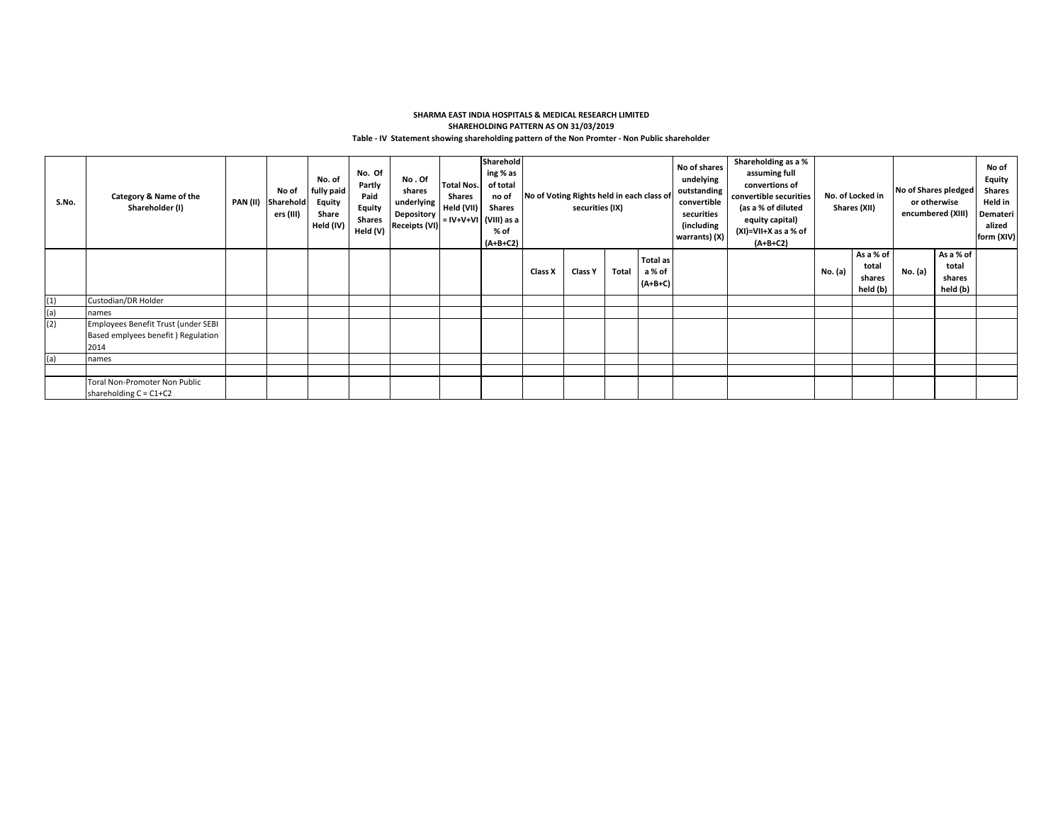**SHARMA EAST INDIA HOSPITALS & MEDICAL RESEARCH LIMITED**

**SHAREHOLDING PATTERN AS ON 31/03/2019**

**Table - IV Statement showing shareholding pattern of the Non Promter - Non Public shareholder**

| S.No. | Category & Name of the Shareholder (I) | PAN (II) | No of Shareholders (III) | No. of fully paid Equity Share Held (IV) | No. Of Partly Paid Equity Shares Held (V) | No . Of shares underlying Depository Receipts (VI) | Total Nos. Shares Held (VII) = IV+V+VI | Shareholding % as of total no of Shares (VIII) as a % of (A+B+C2) | No of Voting Rights held in each class of securities (IX) | | | | No of shares undelying outstanding convertible securities (including warrants) (X) | Shareholding as a % assuming full convertions of convertible securities (as a % of diluted equity capital) (XI)=VII+X as a % of (A+B+C2) | No. of Locked in Shares (XII) | | No of Shares pledged or otherwise encumbered (XIII) | | No of Equity Shares Held in Demateri alized form (XIV) |
|---|---|---|---|---|---|---|---|---|---|---|---|---|---|---|---|---|---|---|---|
| | | | | | | | | | Class X | Class Y | Total | Total as a % of (A+B+C) | | | No. (a) | As a % of total shares held (b) | No. (a) | As a % of total shares held (b) | |
| (1) | Custodian/DR Holder | | | | | | | | | | | | | | | | | | |
| (a) | names | | | | | | | | | | | | | | | | | | |
| (2) | Employees Benefit Trust (under SEBI Based emplyees benefit ) Regulation 2014 | | | | | | | | | | | | | | | | | | |
| (a) | names | | | | | | | | | | | | | | | | | | |
| | | | | | | | | | | | | | | | | | | | |
| | Toral Non-Promoter Non Public shareholding C = C1+C2 | | | | | | | | | | | | | | | | | | |